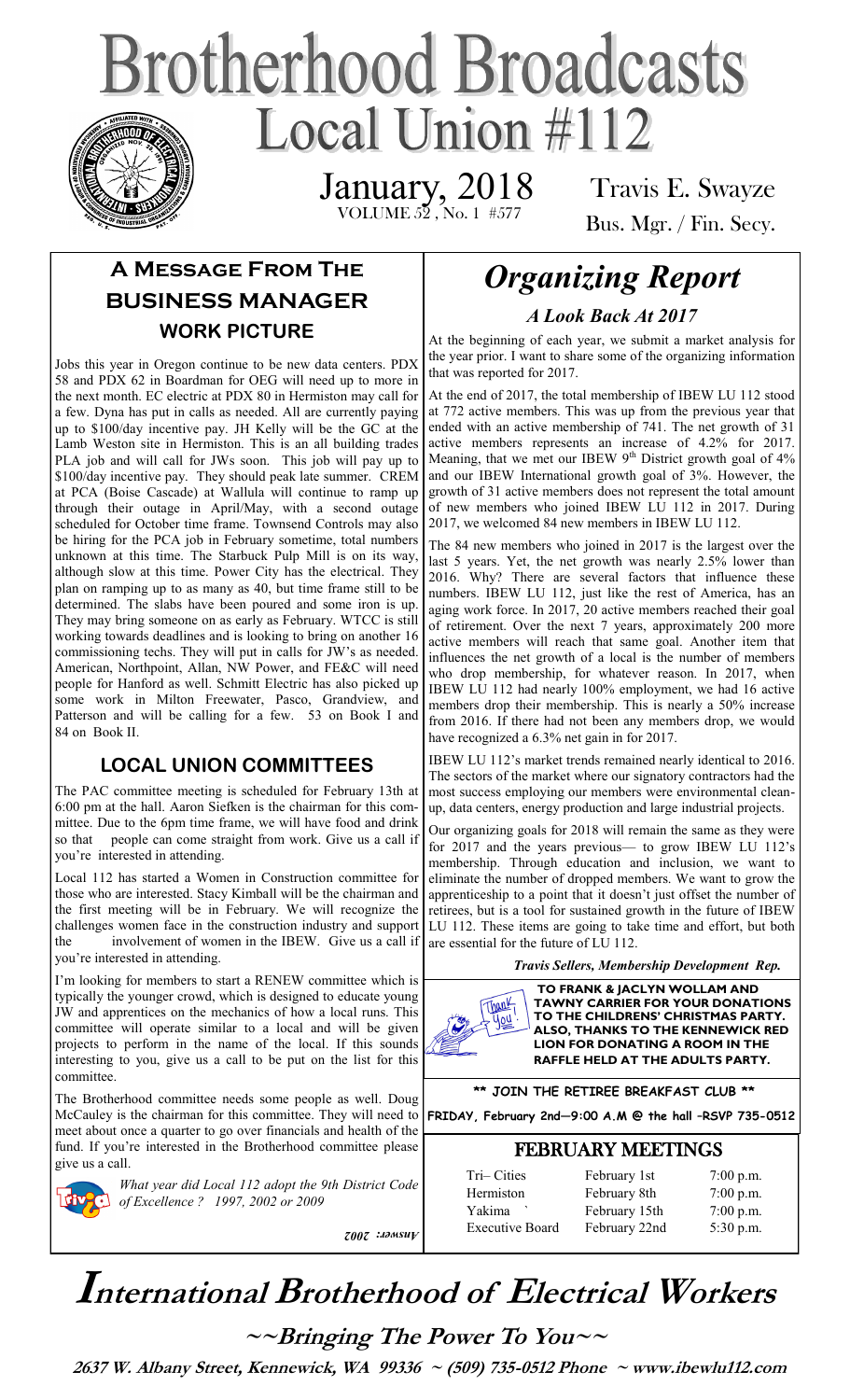# Brotherhood Broadcasts

## Local Union #112

January, 2018
VOLUME 52 , No. 1 #577

Travis E. Swayze
Bus. Mgr. / Fin. Secy.

## A Message From The Business Manager

### WORK PICTURE

Jobs this year in Oregon continue to be new data centers. PDX 58 and PDX 62 in Boardman for OEG will need up to more in the next month. EC electric at PDX 80 in Hermiston may call for a few. Dyna has put in calls as needed. All are currently paying up to $100/day incentive pay. JH Kelly will be the GC at the Lamb Weston site in Hermiston. This is an all building trades PLA job and will call for JWs soon. This job will pay up to $100/day incentive pay. They should peak late summer. CREM at PCA (Boise Cascade) at Wallula will continue to ramp up through their outage in April/May, with a second outage scheduled for October time frame. Townsend Controls may also be hiring for the PCA job in February sometime, total numbers unknown at this time. The Starbuck Pulp Mill is on its way, although slow at this time. Power City has the electrical. They plan on ramping up to as many as 40, but time frame still to be determined. The slabs have been poured and some iron is up. They may bring someone on as early as February. WTCC is still working towards deadlines and is looking to bring on another 16 commissioning techs. They will put in calls for JW's as needed. American, Northpoint, Allan, NW Power, and FE&C will need people for Hanford as well. Schmitt Electric has also picked up some work in Milton Freewater, Pasco, Grandview, and Patterson and will be calling for a few. 53 on Book I and 84 on Book II.

### LOCAL UNION COMMITTEES

The PAC committee meeting is scheduled for February 13th at 6:00 pm at the hall. Aaron Siefken is the chairman for this committee. Due to the 6pm time frame, we will have food and drink so that people can come straight from work. Give us a call if you're interested in attending.

Local 112 has started a Women in Construction committee for those who are interested. Stacy Kimball will be the chairman and the first meeting will be in February. We will recognize the challenges women face in the construction industry and support the involvement of women in the IBEW. Give us a call if you're interested in attending.

I'm looking for members to start a RENEW committee which is typically the younger crowd, which is designed to educate young JW and apprentices on the mechanics of how a local runs. This committee will operate similar to a local and will be given projects to perform in the name of the local. If this sounds interesting to you, give us a call to be put on the list for this committee.

The Brotherhood committee needs some people as well. Doug McCauley is the chairman for this committee. They will need to meet about once a quarter to go over financials and health of the fund. If you're interested in the Brotherhood committee please give us a call.

*What year did Local 112 adopt the 9th District Code of Excellence ? 1997, 2002 or 2009*

*Answer: 2002*

## *Organizing Report*

### *A Look Back At 2017*

At the beginning of each year, we submit a market analysis for the year prior. I want to share some of the organizing information that was reported for 2017.

At the end of 2017, the total membership of IBEW LU 112 stood at 772 active members. This was up from the previous year that ended with an active membership of 741. The net growth of 31 active members represents an increase of 4.2% for 2017. Meaning, that we met our IBEW 9th District growth goal of 4% and our IBEW International growth goal of 3%. However, the growth of 31 active members does not represent the total amount of new members who joined IBEW LU 112 in 2017. During 2017, we welcomed 84 new members in IBEW LU 112.

The 84 new members who joined in 2017 is the largest over the last 5 years. Yet, the net growth was nearly 2.5% lower than 2016. Why? There are several factors that influence these numbers. IBEW LU 112, just like the rest of America, has an aging work force. In 2017, 20 active members reached their goal of retirement. Over the next 7 years, approximately 200 more active members will reach that same goal. Another item that influences the net growth of a local is the number of members who drop membership, for whatever reason. In 2017, when IBEW LU 112 had nearly 100% employment, we had 16 active members drop their membership. This is nearly a 50% increase from 2016. If there had not been any members drop, we would have recognized a 6.3% net gain in for 2017.

IBEW LU 112's market trends remained nearly identical to 2016. The sectors of the market where our signatory contractors had the most success employing our members were environmental clean-up, data centers, energy production and large industrial projects.

Our organizing goals for 2018 will remain the same as they were for 2017 and the years previous— to grow IBEW LU 112's membership. Through education and inclusion, we want to eliminate the number of dropped members. We want to grow the apprenticeship to a point that it doesn't just offset the number of retirees, but is a tool for sustained growth in the future of IBEW LU 112. These items are going to take time and effort, but both are essential for the future of LU 112.

*Travis Sellers, Membership Development Rep.*

**TO FRANK & JACLYN WOLLAM AND TAWNY CARRIER FOR YOUR DONATIONS TO THE CHILDRENS' CHRISTMAS PARTY. ALSO, THANKS TO THE KENNEWICK RED LION FOR DONATING A ROOM IN THE RAFFLE HELD AT THE ADULTS PARTY.**

**\*\* JOIN THE RETIREE BREAKFAST CLUB \*\***

**FRIDAY, February 2nd—9:00 A.M @ the hall –RSVP 735-0512**

### FEBRUARY MEETINGS

| | | |
|---|---|---|
| Tri– Cities | February 1st | 7:00 p.m. |
| Hermiston | February 8th | 7:00 p.m. |
| Yakima | February 15th | 7:00 p.m. |
| Executive Board | February 22nd | 5:30 p.m. |

# International Brotherhood of Electrical Workers

**~~Bringing The Power To You~~**

**2637 W. Albany Street, Kennewick, WA 99336 ~ (509) 735-0512 Phone ~ www.ibewlu112.com**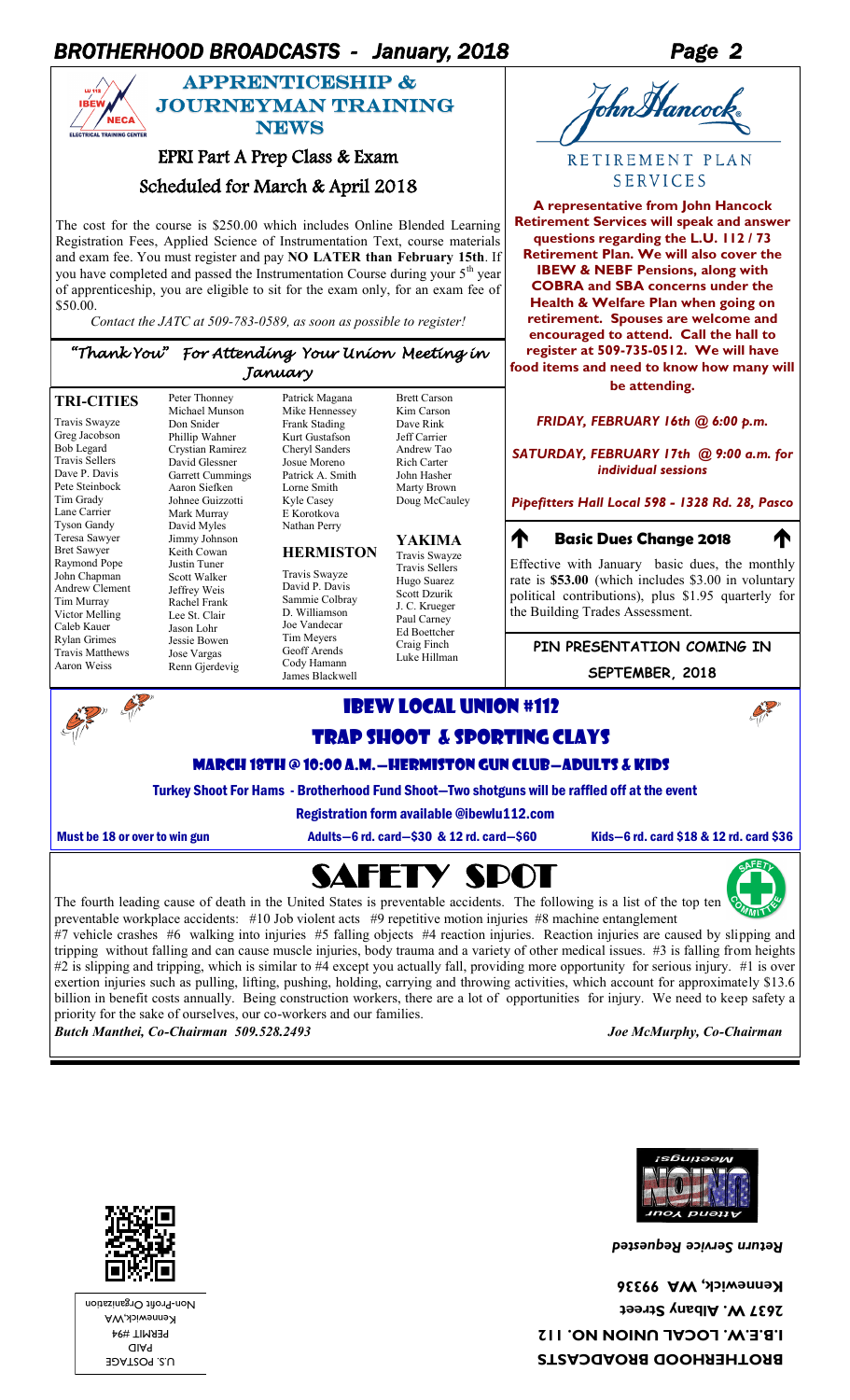## APPRENTICESHIP & JOURNEYMAN TRAINING NEWS

### EPRI Part A Prep Class & Exam Scheduled for March & April 2018

The cost for the course is $250.00 which includes Online Blended Learning Registration Fees, Applied Science of Instrumentation Text, course materials and exam fee. You must register and pay **NO LATER than February 15th**. If you have completed and passed the Instrumentation Course during your 5th year of apprenticeship, you are eligible to sit for the exam only, for an exam fee of $50.00.

*Contact the JATC at 509-783-0589, as soon as possible to register!*

### "Thank You" For Attending Your Union Meeting in January

**TRI-CITIES**

Travis Swayze
Greg Jacobson
Bob Legard
Travis Sellers
Dave P. Davis
Pete Steinbock
Tim Grady
Lane Carrier
Tyson Gandy
Teresa Sawyer
Bret Sawyer
Raymond Pope
John Chapman
Andrew Clement
Tim Murray
Victor Melling
Caleb Kauer
Rylan Grimes
Travis Matthews
Aaron Weiss
Peter Thonney
Michael Munson
Don Snider
Phillip Wahner
Crystian Ramirez
David Glessner
Garrett Cummings
Aaron Siefken
Johnee Guizzotti
Mark Murray
David Myles
Jimmy Johnson
Keith Cowan
Justin Tuner
Scott Walker
Jeffrey Weis
Rachel Frank
Lee St. Clair
Jason Lohr
Jessie Bowen
Jose Vargas
Renn Gjerdevig
Patrick Magana
Mike Hennessey
Frank Stading
Kurt Gustafson
Cheryl Sanders
Josue Moreno
Patrick A. Smith
Lorne Smith
Kyle Casey
E Korotkova
Nathan Perry
Brett Carson
Kim Carson
Dave Rink
Jeff Carrier
Andrew Tao
Rich Carter
John Hasher
Marty Brown
Doug McCauley

**HERMISTON**

Travis Swayze
David P. Davis
Sammie Colbray
D. Williamson
Joe Vandecar
Tim Meyers
Geoff Arends
Cody Hamann
James Blackwell

**YAKIMA**

Travis Swayze
Travis Sellers
Hugo Suarez
Scott Dzurik
J. C. Krueger
Paul Carney
Ed Boettcher
Craig Finch
Luke Hillman

## John Hancock RETIREMENT PLAN SERVICES

**A representative from John Hancock Retirement Services will speak and answer questions regarding the L.U. 112 / 73 Retirement Plan. We will also cover the IBEW & NEBF Pensions, along with COBRA and SBA concerns under the Health & Welfare Plan when going on retirement. Spouses are welcome and encouraged to attend. Call the hall to register at 509-735-0512. We will have food items and need to know how many will be attending.**

***FRIDAY, FEBRUARY 16th @ 6:00 p.m.***

***SATURDAY, FEBRUARY 17th @ 9:00 a.m. for individual sessions***

***Pipefitters Hall Local 598 - 1328 Rd. 28, Pasco***

### Basic Dues Change 2018

Effective with January basic dues, the monthly rate is **$53.00** (which includes $3.00 in voluntary political contributions), plus $1.95 quarterly for the Building Trades Assessment.

**PIN PRESENTATION COMING IN SEPTEMBER, 2018**

## IBEW LOCAL UNION #112 TRAP SHOOT & SPORTING CLAYS

### MARCH 18TH @ 10:00 A.M.—HERMISTON GUN CLUB—ADULTS & KIDS

Turkey Shoot For Hams - Brotherhood Fund Shoot—Two shotguns will be raffled off at the event

Registration form available @ibewlu112.com

Must be 18 or over to win gun — Adults—6 rd. card—$30 & 12 rd. card—$60 — Kids—6 rd. card $18 & 12 rd. card $36

## SAFETY SPOT

The fourth leading cause of death in the United States is preventable accidents. The following is a list of the top ten preventable workplace accidents: #10 Job violent acts #9 repetitive motion injuries #8 machine entanglement #7 vehicle crashes #6 walking into injuries #5 falling objects #4 reaction injuries. Reaction injuries are caused by slipping and tripping without falling and can cause muscle injuries, body trauma and a variety of other medical issues. #3 is falling from heights #2 is slipping and tripping, which is similar to #4 except you actually fall, providing more opportunity for serious injury. #1 is over exertion injuries such as pulling, lifting, pushing, holding, carrying and throwing activities, which account for approximately $13.6 billion in benefit costs annually. Being construction workers, there are a lot of opportunities for injury. We need to keep safety a priority for the sake of ourselves, our co-workers and our families.

***Butch Manthei, Co-Chairman 509.528.2493*** ***Joe McMurphy, Co-Chairman***

U.S. POSTAGE
PAID
PERMIT #94
Kennewick,WA
Non-Profit Organization

**BROTHERHOOD BROADCASTS**
**I.B.E.W. LOCAL UNION NO. 112**
**2637 W. Albany Street**
**Kennewick, WA 99336**

***Return Service Requested***